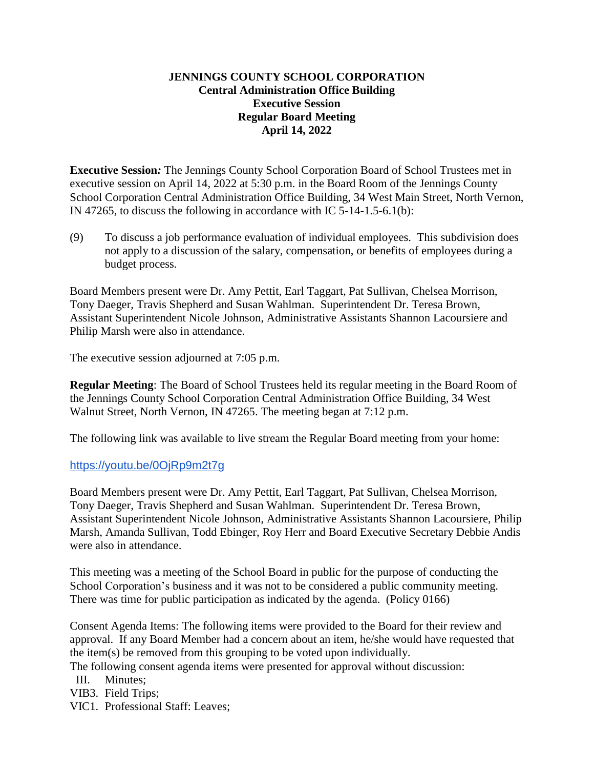# JENNINGS COUNTY SCHOOL CORPORATION
## Central Administration Office Building
## Executive Session
## Regular Board Meeting
## April 14, 2022

**Executive Session***:* The Jennings County School Corporation Board of School Trustees met in executive session on April 14, 2022 at 5:30 p.m. in the Board Room of the Jennings County School Corporation Central Administration Office Building, 34 West Main Street, North Vernon, IN 47265, to discuss the following in accordance with IC 5-14-1.5-6.1(b):

(9) To discuss a job performance evaluation of individual employees. This subdivision does not apply to a discussion of the salary, compensation, or benefits of employees during a budget process.

Board Members present were Dr. Amy Pettit, Earl Taggart, Pat Sullivan, Chelsea Morrison, Tony Daeger, Travis Shepherd and Susan Wahlman. Superintendent Dr. Teresa Brown, Assistant Superintendent Nicole Johnson, Administrative Assistants Shannon Lacoursiere and Philip Marsh were also in attendance.

The executive session adjourned at 7:05 p.m.

**Regular Meeting**: The Board of School Trustees held its regular meeting in the Board Room of the Jennings County School Corporation Central Administration Office Building, 34 West Walnut Street, North Vernon, IN 47265. The meeting began at 7:12 p.m.

The following link was available to live stream the Regular Board meeting from your home:

https://youtu.be/0OjRp9m2t7g

Board Members present were Dr. Amy Pettit, Earl Taggart, Pat Sullivan, Chelsea Morrison, Tony Daeger, Travis Shepherd and Susan Wahlman. Superintendent Dr. Teresa Brown, Assistant Superintendent Nicole Johnson, Administrative Assistants Shannon Lacoursiere, Philip Marsh, Amanda Sullivan, Todd Ebinger, Roy Herr and Board Executive Secretary Debbie Andis were also in attendance.

This meeting was a meeting of the School Board in public for the purpose of conducting the School Corporation's business and it was not to be considered a public community meeting. There was time for public participation as indicated by the agenda. (Policy 0166)

Consent Agenda Items: The following items were provided to the Board for their review and approval. If any Board Member had a concern about an item, he/she would have requested that the item(s) be removed from this grouping to be voted upon individually.
The following consent agenda items were presented for approval without discussion:

III. Minutes;
VIB3. Field Trips;
VIC1. Professional Staff: Leaves;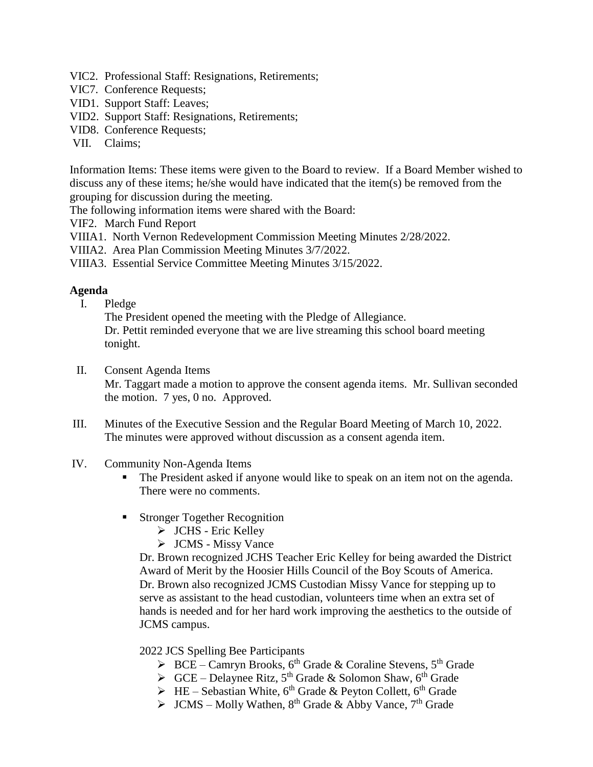VIC2. Professional Staff: Resignations, Retirements;
VIC7. Conference Requests;
VID1. Support Staff: Leaves;
VID2. Support Staff: Resignations, Retirements;
VID8. Conference Requests;
VII. Claims;

Information Items: These items were given to the Board to review. If a Board Member wished to discuss any of these items; he/she would have indicated that the item(s) be removed from the grouping for discussion during the meeting.
The following information items were shared with the Board:
VIF2. March Fund Report
VIIIA1. North Vernon Redevelopment Commission Meeting Minutes 2/28/2022.
VIIIA2. Area Plan Commission Meeting Minutes 3/7/2022.
VIIIA3. Essential Service Committee Meeting Minutes 3/15/2022.

**Agenda**

I. Pledge
The President opened the meeting with the Pledge of Allegiance.
Dr. Pettit reminded everyone that we are live streaming this school board meeting tonight.

II. Consent Agenda Items
Mr. Taggart made a motion to approve the consent agenda items. Mr. Sullivan seconded the motion. 7 yes, 0 no. Approved.

III. Minutes of the Executive Session and the Regular Board Meeting of March 10, 2022.
The minutes were approved without discussion as a consent agenda item.

IV. Community Non-Agenda Items

- The President asked if anyone would like to speak on an item not on the agenda. There were no comments.
- Stronger Together Recognition
  - JCHS - Eric Kelley
  - JCMS - Missy Vance

  Dr. Brown recognized JCHS Teacher Eric Kelley for being awarded the District Award of Merit by the Hoosier Hills Council of the Boy Scouts of America. Dr. Brown also recognized JCMS Custodian Missy Vance for stepping up to serve as assistant to the head custodian, volunteers time when an extra set of hands is needed and for her hard work improving the aesthetics to the outside of JCMS campus.

  2022 JCS Spelling Bee Participants
  - BCE – Camryn Brooks, 6th Grade & Coraline Stevens, 5th Grade
  - GCE – Delaynee Ritz, 5th Grade & Solomon Shaw, 6th Grade
  - HE – Sebastian White, 6th Grade & Peyton Collett, 6th Grade
  - JCMS – Molly Wathen, 8th Grade & Abby Vance, 7th Grade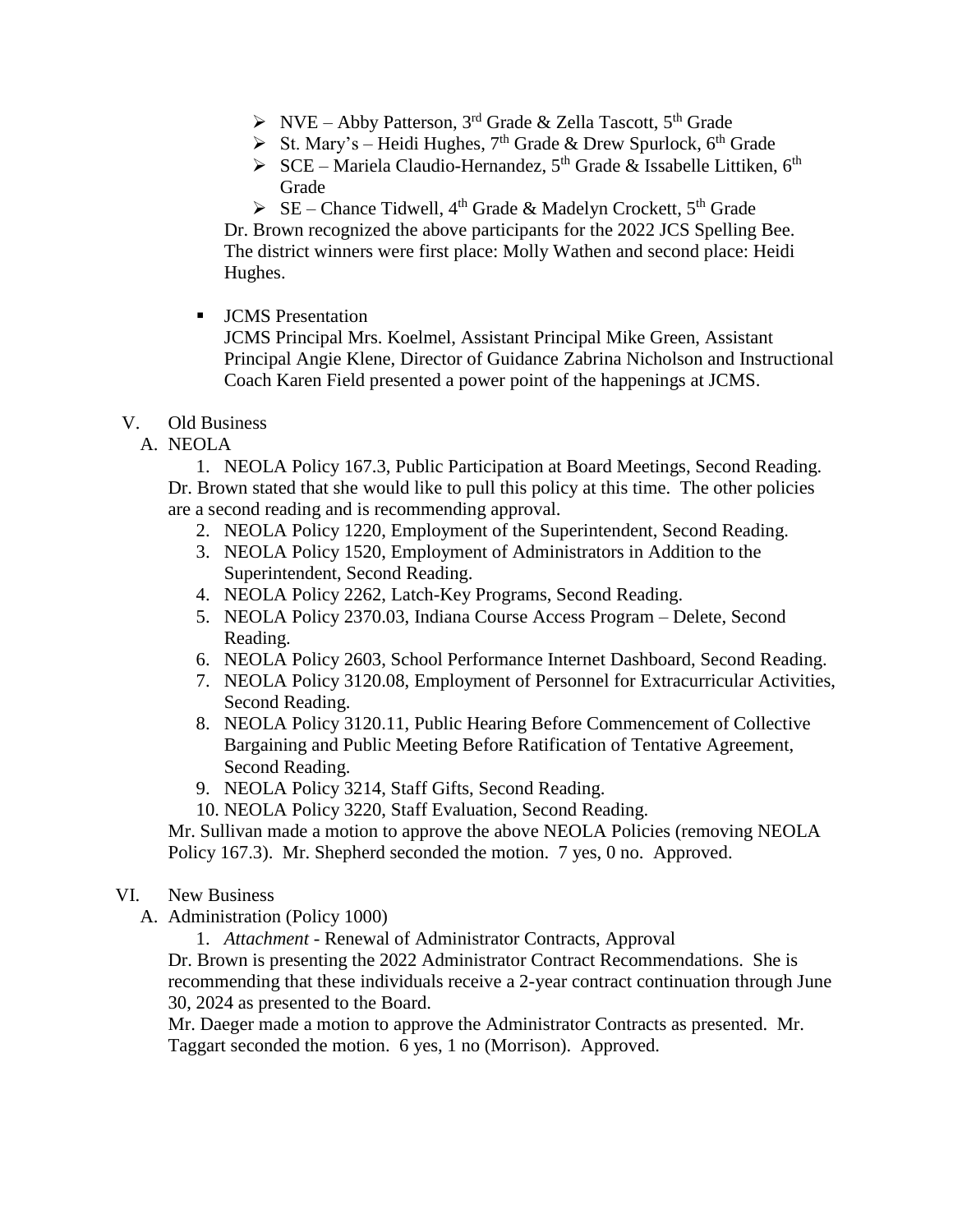- NVE – Abby Patterson, 3rd Grade & Zella Tascott, 5th Grade
- St. Mary's – Heidi Hughes, 7th Grade & Drew Spurlock, 6th Grade
- SCE – Mariela Claudio-Hernandez, 5th Grade & Issabelle Littiken, 6th Grade
- SE – Chance Tidwell, 4th Grade & Madelyn Crockett, 5th Grade

Dr. Brown recognized the above participants for the 2022 JCS Spelling Bee. The district winners were first place: Molly Wathen and second place: Heidi Hughes.

- JCMS Presentation

  JCMS Principal Mrs. Koelmel, Assistant Principal Mike Green, Assistant Principal Angie Klene, Director of Guidance Zabrina Nicholson and Instructional Coach Karen Field presented a power point of the happenings at JCMS.

V. Old Business

A. NEOLA

1. NEOLA Policy 167.3, Public Participation at Board Meetings, Second Reading.

Dr. Brown stated that she would like to pull this policy at this time. The other policies are a second reading and is recommending approval.

2. NEOLA Policy 1220, Employment of the Superintendent, Second Reading.
3. NEOLA Policy 1520, Employment of Administrators in Addition to the Superintendent, Second Reading.
4. NEOLA Policy 2262, Latch-Key Programs, Second Reading.
5. NEOLA Policy 2370.03, Indiana Course Access Program – Delete, Second Reading.
6. NEOLA Policy 2603, School Performance Internet Dashboard, Second Reading.
7. NEOLA Policy 3120.08, Employment of Personnel for Extracurricular Activities, Second Reading.
8. NEOLA Policy 3120.11, Public Hearing Before Commencement of Collective Bargaining and Public Meeting Before Ratification of Tentative Agreement, Second Reading.
9. NEOLA Policy 3214, Staff Gifts, Second Reading.
10. NEOLA Policy 3220, Staff Evaluation, Second Reading.

Mr. Sullivan made a motion to approve the above NEOLA Policies (removing NEOLA Policy 167.3). Mr. Shepherd seconded the motion. 7 yes, 0 no. Approved.

VI. New Business

A. Administration (Policy 1000)

1. *Attachment* - Renewal of Administrator Contracts, Approval

Dr. Brown is presenting the 2022 Administrator Contract Recommendations. She is recommending that these individuals receive a 2-year contract continuation through June 30, 2024 as presented to the Board.

Mr. Daeger made a motion to approve the Administrator Contracts as presented. Mr. Taggart seconded the motion. 6 yes, 1 no (Morrison). Approved.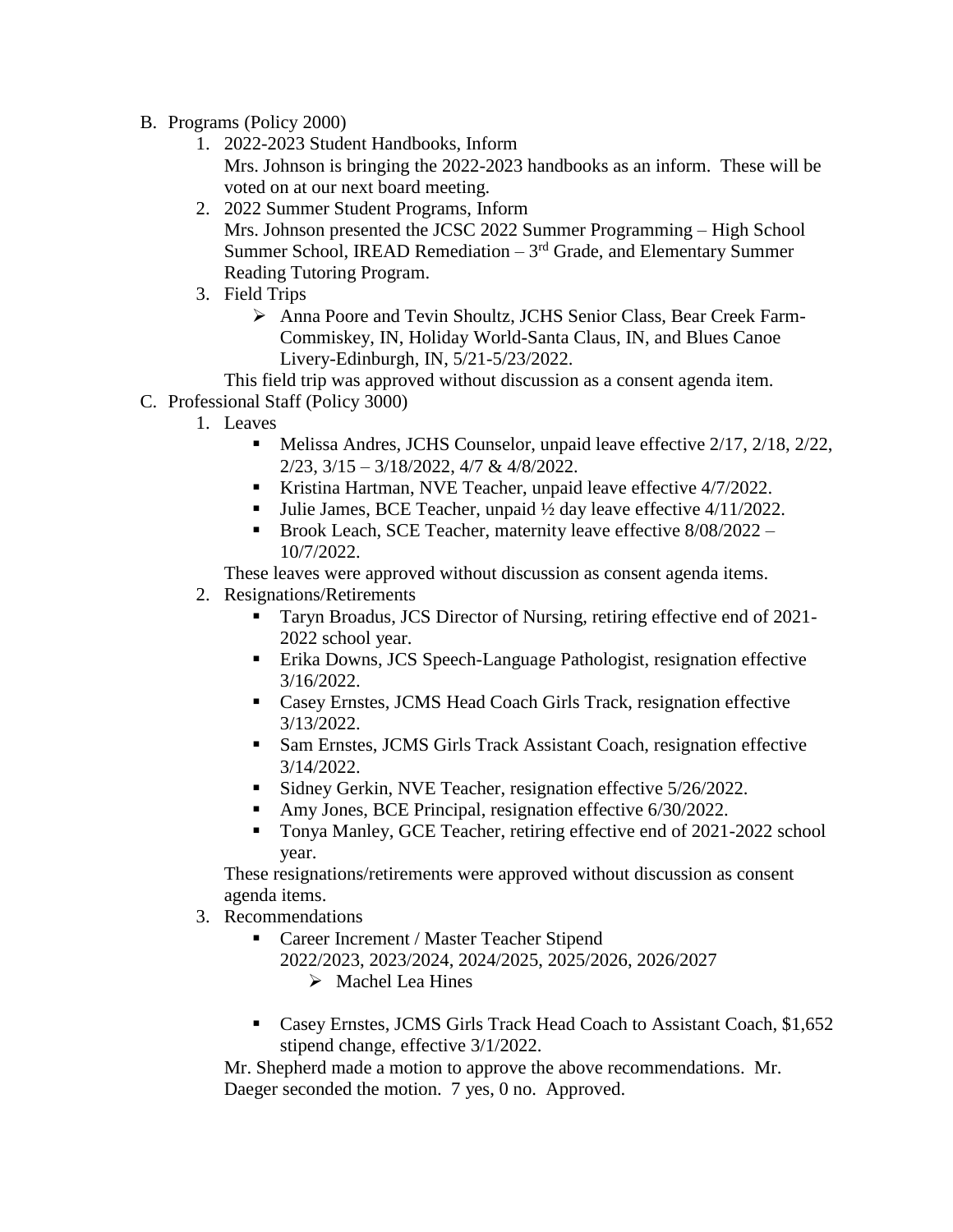B. Programs (Policy 2000)

1. 2022-2023 Student Handbooks, Inform

   Mrs. Johnson is bringing the 2022-2023 handbooks as an inform. These will be voted on at our next board meeting.

2. 2022 Summer Student Programs, Inform

   Mrs. Johnson presented the JCSC 2022 Summer Programming – High School Summer School, IREAD Remediation – 3rd Grade, and Elementary Summer Reading Tutoring Program.

3. Field Trips

   - Anna Poore and Tevin Shoultz, JCHS Senior Class, Bear Creek Farm-Commiskey, IN, Holiday World-Santa Claus, IN, and Blues Canoe Livery-Edinburgh, IN, 5/21-5/23/2022.

   This field trip was approved without discussion as a consent agenda item.

C. Professional Staff (Policy 3000)

1. Leaves

   - Melissa Andres, JCHS Counselor, unpaid leave effective 2/17, 2/18, 2/22, 2/23, 3/15 – 3/18/2022, 4/7 & 4/8/2022.
   - Kristina Hartman, NVE Teacher, unpaid leave effective 4/7/2022.
   - Julie James, BCE Teacher, unpaid ½ day leave effective 4/11/2022.
   - Brook Leach, SCE Teacher, maternity leave effective 8/08/2022 – 10/7/2022.

   These leaves were approved without discussion as consent agenda items.

2. Resignations/Retirements

   - Taryn Broadus, JCS Director of Nursing, retiring effective end of 2021-2022 school year.
   - Erika Downs, JCS Speech-Language Pathologist, resignation effective 3/16/2022.
   - Casey Ernstes, JCMS Head Coach Girls Track, resignation effective 3/13/2022.
   - Sam Ernstes, JCMS Girls Track Assistant Coach, resignation effective 3/14/2022.
   - Sidney Gerkin, NVE Teacher, resignation effective 5/26/2022.
   - Amy Jones, BCE Principal, resignation effective 6/30/2022.
   - Tonya Manley, GCE Teacher, retiring effective end of 2021-2022 school year.

   These resignations/retirements were approved without discussion as consent agenda items.

3. Recommendations

   - Career Increment / Master Teacher Stipend
     2022/2023, 2023/2024, 2024/2025, 2025/2026, 2026/2027
     - Machel Lea Hines
   - Casey Ernstes, JCMS Girls Track Head Coach to Assistant Coach, $1,652 stipend change, effective 3/1/2022.

   Mr. Shepherd made a motion to approve the above recommendations. Mr. Daeger seconded the motion. 7 yes, 0 no. Approved.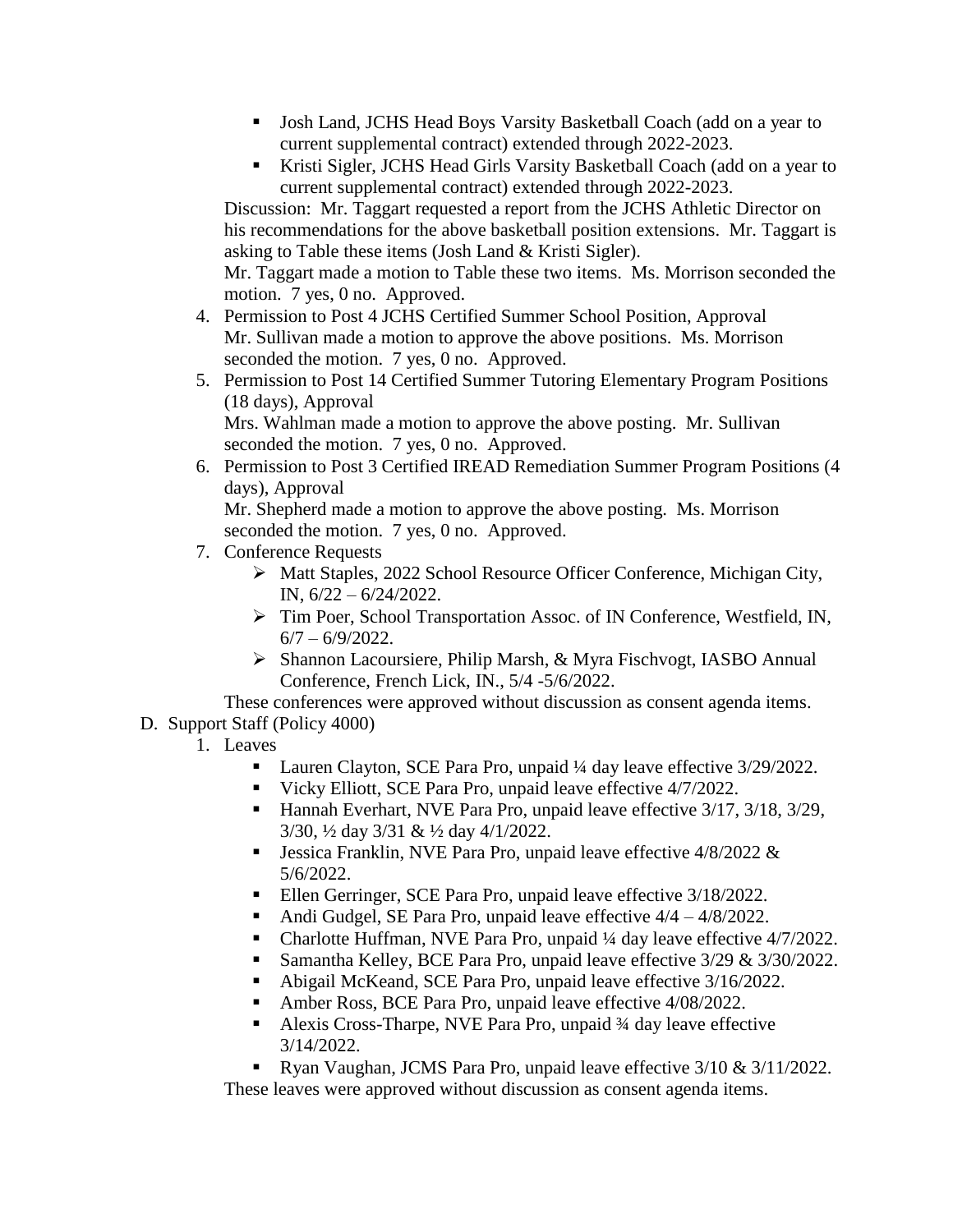- Josh Land, JCHS Head Boys Varsity Basketball Coach (add on a year to current supplemental contract) extended through 2022-2023.
- Kristi Sigler, JCHS Head Girls Varsity Basketball Coach (add on a year to current supplemental contract) extended through 2022-2023.

Discussion: Mr. Taggart requested a report from the JCHS Athletic Director on his recommendations for the above basketball position extensions. Mr. Taggart is asking to Table these items (Josh Land & Kristi Sigler).
Mr. Taggart made a motion to Table these two items. Ms. Morrison seconded the motion. 7 yes, 0 no. Approved.

4. Permission to Post 4 JCHS Certified Summer School Position, Approval
   Mr. Sullivan made a motion to approve the above positions. Ms. Morrison seconded the motion. 7 yes, 0 no. Approved.
5. Permission to Post 14 Certified Summer Tutoring Elementary Program Positions (18 days), Approval
   Mrs. Wahlman made a motion to approve the above posting. Mr. Sullivan seconded the motion. 7 yes, 0 no. Approved.
6. Permission to Post 3 Certified IREAD Remediation Summer Program Positions (4 days), Approval
   Mr. Shepherd made a motion to approve the above posting. Ms. Morrison seconded the motion. 7 yes, 0 no. Approved.
7. Conference Requests
   - Matt Staples, 2022 School Resource Officer Conference, Michigan City, IN, 6/22 – 6/24/2022.
   - Tim Poer, School Transportation Assoc. of IN Conference, Westfield, IN, 6/7 – 6/9/2022.
   - Shannon Lacoursiere, Philip Marsh, & Myra Fischvogt, IASBO Annual Conference, French Lick, IN., 5/4 -5/6/2022.

   These conferences were approved without discussion as consent agenda items.

D. Support Staff (Policy 4000)

1. Leaves
   - Lauren Clayton, SCE Para Pro, unpaid ¼ day leave effective 3/29/2022.
   - Vicky Elliott, SCE Para Pro, unpaid leave effective 4/7/2022.
   - Hannah Everhart, NVE Para Pro, unpaid leave effective 3/17, 3/18, 3/29, 3/30, ½ day 3/31 & ½ day 4/1/2022.
   - Jessica Franklin, NVE Para Pro, unpaid leave effective 4/8/2022 & 5/6/2022.
   - Ellen Gerringer, SCE Para Pro, unpaid leave effective 3/18/2022.
   - Andi Gudgel, SE Para Pro, unpaid leave effective 4/4 – 4/8/2022.
   - Charlotte Huffman, NVE Para Pro, unpaid ¼ day leave effective 4/7/2022.
   - Samantha Kelley, BCE Para Pro, unpaid leave effective 3/29 & 3/30/2022.
   - Abigail McKeand, SCE Para Pro, unpaid leave effective 3/16/2022.
   - Amber Ross, BCE Para Pro, unpaid leave effective 4/08/2022.
   - Alexis Cross-Tharpe, NVE Para Pro, unpaid ¾ day leave effective 3/14/2022.
   - Ryan Vaughan, JCMS Para Pro, unpaid leave effective 3/10 & 3/11/2022.

   These leaves were approved without discussion as consent agenda items.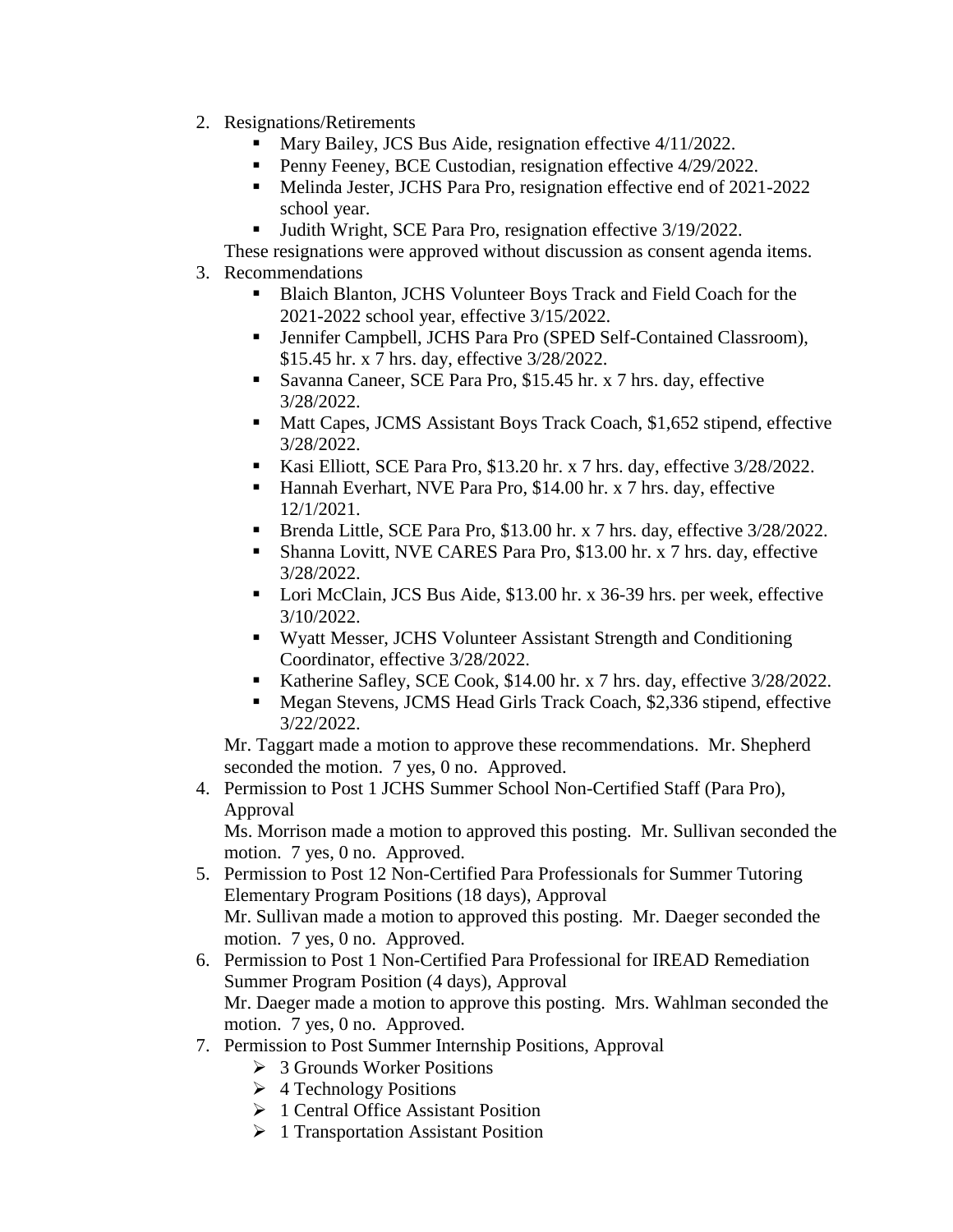2. Resignations/Retirements
    - Mary Bailey, JCS Bus Aide, resignation effective 4/11/2022.
    - Penny Feeney, BCE Custodian, resignation effective 4/29/2022.
    - Melinda Jester, JCHS Para Pro, resignation effective end of 2021-2022 school year.
    - Judith Wright, SCE Para Pro, resignation effective 3/19/2022.

   These resignations were approved without discussion as consent agenda items.

3. Recommendations
    - Blaich Blanton, JCHS Volunteer Boys Track and Field Coach for the 2021-2022 school year, effective 3/15/2022.
    - Jennifer Campbell, JCHS Para Pro (SPED Self-Contained Classroom), $15.45 hr. x 7 hrs. day, effective 3/28/2022.
    - Savanna Caneer, SCE Para Pro, $15.45 hr. x 7 hrs. day, effective 3/28/2022.
    - Matt Capes, JCMS Assistant Boys Track Coach, $1,652 stipend, effective 3/28/2022.
    - Kasi Elliott, SCE Para Pro, $13.20 hr. x 7 hrs. day, effective 3/28/2022.
    - Hannah Everhart, NVE Para Pro, $14.00 hr. x 7 hrs. day, effective 12/1/2021.
    - Brenda Little, SCE Para Pro, $13.00 hr. x 7 hrs. day, effective 3/28/2022.
    - Shanna Lovitt, NVE CARES Para Pro, $13.00 hr. x 7 hrs. day, effective 3/28/2022.
    - Lori McClain, JCS Bus Aide, $13.00 hr. x 36-39 hrs. per week, effective 3/10/2022.
    - Wyatt Messer, JCHS Volunteer Assistant Strength and Conditioning Coordinator, effective 3/28/2022.
    - Katherine Safley, SCE Cook, $14.00 hr. x 7 hrs. day, effective 3/28/2022.
    - Megan Stevens, JCMS Head Girls Track Coach, $2,336 stipend, effective 3/22/2022.

   Mr. Taggart made a motion to approve these recommendations. Mr. Shepherd seconded the motion. 7 yes, 0 no. Approved.

4. Permission to Post 1 JCHS Summer School Non-Certified Staff (Para Pro), Approval
   Ms. Morrison made a motion to approved this posting. Mr. Sullivan seconded the motion. 7 yes, 0 no. Approved.

5. Permission to Post 12 Non-Certified Para Professionals for Summer Tutoring Elementary Program Positions (18 days), Approval
   Mr. Sullivan made a motion to approved this posting. Mr. Daeger seconded the motion. 7 yes, 0 no. Approved.

6. Permission to Post 1 Non-Certified Para Professional for IREAD Remediation Summer Program Position (4 days), Approval
   Mr. Daeger made a motion to approve this posting. Mrs. Wahlman seconded the motion. 7 yes, 0 no. Approved.

7. Permission to Post Summer Internship Positions, Approval
    - 3 Grounds Worker Positions
    - 4 Technology Positions
    - 1 Central Office Assistant Position
    - 1 Transportation Assistant Position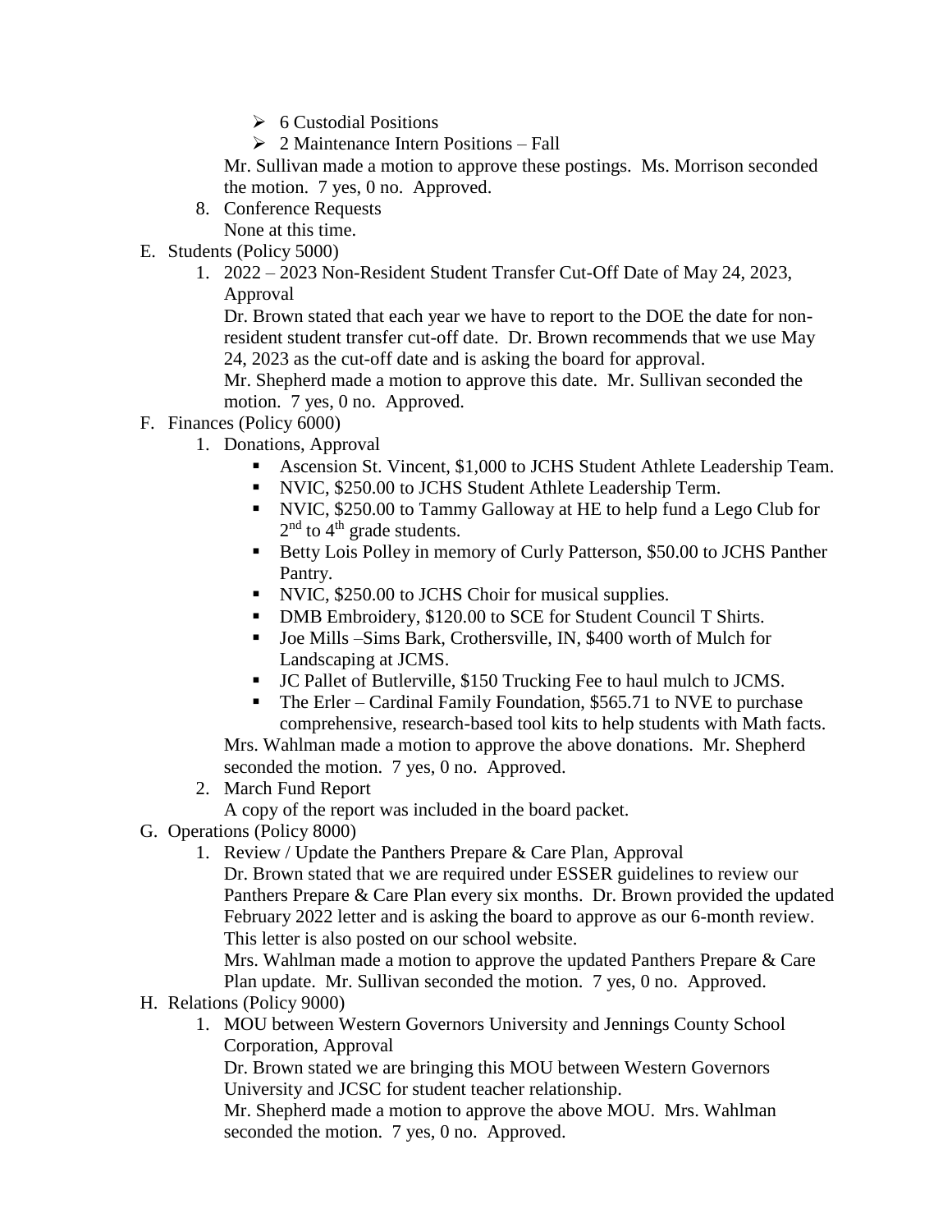- 6 Custodial Positions
   - 2 Maintenance Intern Positions – Fall

   Mr. Sullivan made a motion to approve these postings. Ms. Morrison seconded the motion. 7 yes, 0 no. Approved.

8. Conference Requests

   None at this time.

E. Students (Policy 5000)

1. 2022 – 2023 Non-Resident Student Transfer Cut-Off Date of May 24, 2023, Approval

   Dr. Brown stated that each year we have to report to the DOE the date for non-resident student transfer cut-off date. Dr. Brown recommends that we use May 24, 2023 as the cut-off date and is asking the board for approval.

   Mr. Shepherd made a motion to approve this date. Mr. Sullivan seconded the motion. 7 yes, 0 no. Approved.

F. Finances (Policy 6000)

1. Donations, Approval
   - Ascension St. Vincent, $1,000 to JCHS Student Athlete Leadership Team.
   - NVIC, $250.00 to JCHS Student Athlete Leadership Term.
   - NVIC, $250.00 to Tammy Galloway at HE to help fund a Lego Club for 2nd to 4th grade students.
   - Betty Lois Polley in memory of Curly Patterson, $50.00 to JCHS Panther Pantry.
   - NVIC, $250.00 to JCHS Choir for musical supplies.
   - DMB Embroidery, $120.00 to SCE for Student Council T Shirts.
   - Joe Mills –Sims Bark, Crothersville, IN, $400 worth of Mulch for Landscaping at JCMS.
   - JC Pallet of Butlerville, $150 Trucking Fee to haul mulch to JCMS.
   - The Erler – Cardinal Family Foundation, $565.71 to NVE to purchase comprehensive, research-based tool kits to help students with Math facts.

   Mrs. Wahlman made a motion to approve the above donations. Mr. Shepherd seconded the motion. 7 yes, 0 no. Approved.

2. March Fund Report

   A copy of the report was included in the board packet.

G. Operations (Policy 8000)

1. Review / Update the Panthers Prepare & Care Plan, Approval

   Dr. Brown stated that we are required under ESSER guidelines to review our Panthers Prepare & Care Plan every six months. Dr. Brown provided the updated February 2022 letter and is asking the board to approve as our 6-month review. This letter is also posted on our school website.

   Mrs. Wahlman made a motion to approve the updated Panthers Prepare & Care Plan update. Mr. Sullivan seconded the motion. 7 yes, 0 no. Approved.

H. Relations (Policy 9000)

1. MOU between Western Governors University and Jennings County School Corporation, Approval

   Dr. Brown stated we are bringing this MOU between Western Governors University and JCSC for student teacher relationship.

   Mr. Shepherd made a motion to approve the above MOU. Mrs. Wahlman seconded the motion. 7 yes, 0 no. Approved.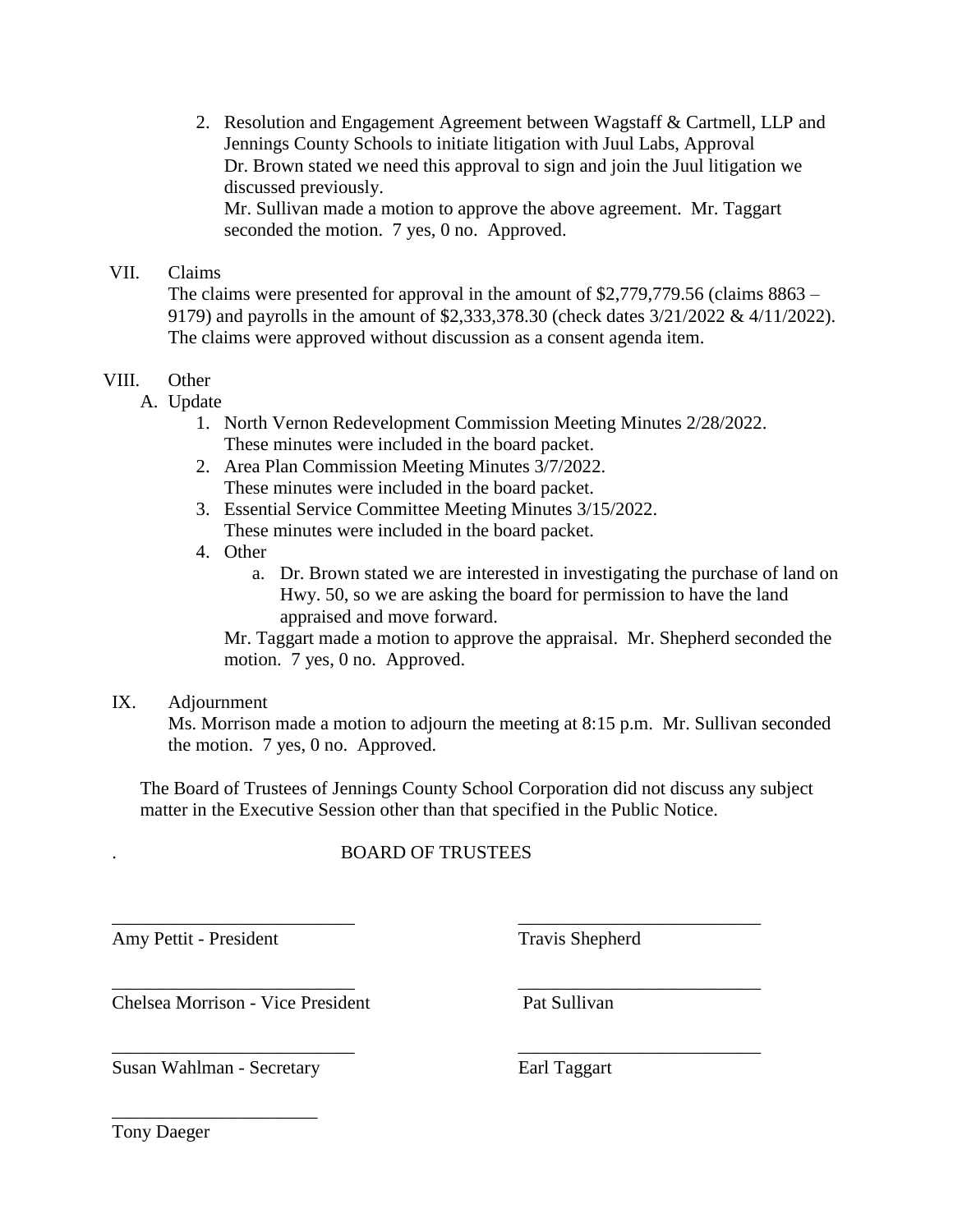2. Resolution and Engagement Agreement between Wagstaff & Cartmell, LLP and Jennings County Schools to initiate litigation with Juul Labs, Approval
   Dr. Brown stated we need this approval to sign and join the Juul litigation we discussed previously.
   Mr. Sullivan made a motion to approve the above agreement. Mr. Taggart seconded the motion. 7 yes, 0 no. Approved.

VII. Claims

The claims were presented for approval in the amount of $2,779,779.56 (claims 8863 – 9179) and payrolls in the amount of $2,333,378.30 (check dates 3/21/2022 & 4/11/2022). The claims were approved without discussion as a consent agenda item.

VIII. Other

A. Update
1. North Vernon Redevelopment Commission Meeting Minutes 2/28/2022.
   These minutes were included in the board packet.
2. Area Plan Commission Meeting Minutes 3/7/2022.
   These minutes were included in the board packet.
3. Essential Service Committee Meeting Minutes 3/15/2022.
   These minutes were included in the board packet.
4. Other
   a. Dr. Brown stated we are interested in investigating the purchase of land on Hwy. 50, so we are asking the board for permission to have the land appraised and move forward.

   Mr. Taggart made a motion to approve the appraisal. Mr. Shepherd seconded the motion. 7 yes, 0 no. Approved.

IX. Adjournment

Ms. Morrison made a motion to adjourn the meeting at 8:15 p.m. Mr. Sullivan seconded the motion. 7 yes, 0 no. Approved.

The Board of Trustees of Jennings County School Corporation did not discuss any subject matter in the Executive Session other than that specified in the Public Notice.

BOARD OF TRUSTEES

| | |
|---|---|
| ___________________________ Amy Pettit - President | ___________________________ Travis Shepherd |
| ___________________________ Chelsea Morrison - Vice President | ___________________________ Pat Sullivan |
| ___________________________ Susan Wahlman - Secretary | ___________________________ Earl Taggart |
| ___________________________ Tony Daeger | |